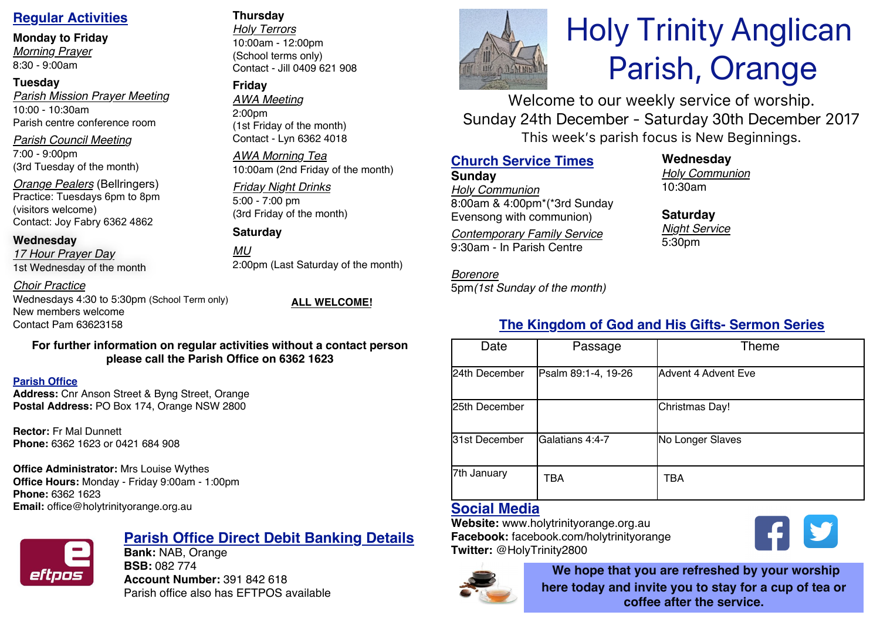# Holy Trinity Anglican Parish, Orange

Welcome to our weekly service of worship.
Sunday 24th December - Saturday 30th December 2017
This week's parish focus is New Beginnings.

## Church Service Times

**Sunday**
*Holy Communion*
8:00am & 4:00pm*(*3rd Sunday Evensong with communion)

*Contemporary Family Service*
9:30am - In Parish Centre

*Borenore*
5pm*(1st Sunday of the month)*

**Wednesday**
*Holy Communion*
10:30am

**Saturday**
*Night Service*
5:30pm

## The Kingdom of God and His Gifts- Sermon Series

| Date | Passage | Theme |
|---|---|---|
| 24th December | Psalm 89:1-4, 19-26 | Advent 4 Advent Eve |
| 25th December | | Christmas Day! |
| 31st December | Galatians 4:4-7 | No Longer Slaves |
| 7th January | TBA | TBA |

## Social Media

**Website:** www.holytrinityorange.org.au
**Facebook:** facebook.com/holytrinityorange
**Twitter:** @HolyTrinity2800

**We hope that you are refreshed by your worship here today and invite you to stay for a cup of tea or coffee after the service.**

## Regular Activities

**Monday to Friday**
*Morning Prayer*
8:30 - 9:00am

**Tuesday**
*Parish Mission Prayer Meeting*
10:00 - 10:30am
Parish centre conference room

*Parish Council Meeting*
7:00 - 9:00pm
(3rd Tuesday of the month)

*Orange Pealers* (Bellringers)
Practice: Tuesdays 6pm to 8pm
(visitors welcome)
Contact: Joy Fabry 6362 4862

**Wednesday**
*17 Hour Prayer Day*
1st Wednesday of the month

*Choir Practice*
Wednesdays 4:30 to 5:30pm (School Term only)
New members welcome
Contact Pam 63623158

**Thursday**
*Holy Terrors*
10:00am - 12:00pm
(School terms only)
Contact - Jill 0409 621 908

**Friday**
*AWA Meeting*
2:00pm
(1st Friday of the month)
Contact - Lyn 6362 4018

*AWA Morning Tea*
10:00am (2nd Friday of the month)

*Friday Night Drinks*
5:00 - 7:00 pm
(3rd Friday of the month)

**Saturday**
*MU*
2:00pm (Last Saturday of the month)

**ALL WELCOME!**

**For further information on regular activities without a contact person please call the Parish Office on 6362 1623**

## Parish Office

**Address:** Cnr Anson Street & Byng Street, Orange
**Postal Address:** PO Box 174, Orange NSW 2800

**Rector:** Fr Mal Dunnett
**Phone:** 6362 1623 or 0421 684 908

**Office Administrator:** Mrs Louise Wythes
**Office Hours:** Monday - Friday 9:00am - 1:00pm
**Phone:** 6362 1623
**Email:** office@holytrinityorange.org.au

## Parish Office Direct Debit Banking Details

**Bank:** NAB, Orange
**BSB:** 082 774
**Account Number:** 391 842 618
Parish office also has EFTPOS available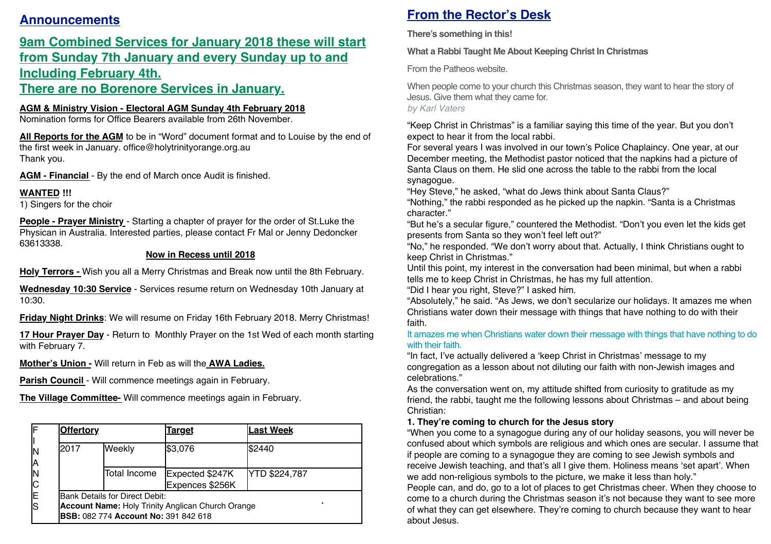## Announcements

## 9am Combined Services for January 2018 these will start from Sunday 7th January and every Sunday up to and Including February 4th.
## There are no Borenore Services in January.

**AGM & Ministry Vision - Electoral AGM Sunday 4th February 2018**
Nomination forms for Office Bearers available from 26th November.

**All Reports for the AGM** to be in "Word" document format and to Louise by the end of the first week in January. office@holytrinityorange.org.au
Thank you.

**AGM - Financial** - By the end of March once Audit is finished.

**WANTED !!!**
1) Singers for the choir

**People - Prayer Ministry** - Starting a chapter of prayer for the order of St.Luke the Physican in Australia. Interested parties, please contact Fr Mal or Jenny Dedoncker 63613338.

**Now in Recess until 2018**

**Holy Terrors -** Wish you all a Merry Christmas and Break now until the 8th February.

**Wednesday 10:30 Service** - Services resume return on Wednesday 10th January at 10:30.

**Friday Night Drinks**: We will resume on Friday 16th February 2018. Merry Christmas!

**17 Hour Prayer Day** - Return to Monthly Prayer on the 1st Wed of each month starting with February 7.

**Mother's Union -** Will return in Feb as will the **AWA Ladies.**

**Parish Council** - Will commence meetings again in February.

**The Village Committee-** Will commence meetings again in February.

| FINANCES | Offertory | | Target | Last Week |
|---|---|---|---|---|
| | 2017 | Weekly | $3,076 | $2440 |
| | | Total Income | Expected $247K Expences $256K | YTD $224,787 |
| | Bank Details for Direct Debit: **Account Name:** Holy Trinity Anglican Church Orange **BSB:** 082 774 **Account No:** 391 842 618 | | | |

## From the Rector's Desk

**There's something in this!**

**What a Rabbi Taught Me About Keeping Christ In Christmas**

From the Patheos website.

When people come to your church this Christmas season, they want to hear the story of Jesus. Give them what they came for.
*by Karl Vaters*

"Keep Christ in Christmas" is a familiar saying this time of the year. But you don't expect to hear it from the local rabbi.
For several years I was involved in our town's Police Chaplaincy. One year, at our December meeting, the Methodist pastor noticed that the napkins had a picture of Santa Claus on them. He slid one across the table to the rabbi from the local synagogue.
"Hey Steve," he asked, "what do Jews think about Santa Claus?"
"Nothing," the rabbi responded as he picked up the napkin. "Santa is a Christmas character."
"But he's a secular figure," countered the Methodist. "Don't you even let the kids get presents from Santa so they won't feel left out?"
"No," he responded. "We don't worry about that. Actually, I think Christians ought to keep Christ in Christmas."
Until this point, my interest in the conversation had been minimal, but when a rabbi tells me to keep Christ in Christmas, he has my full attention.
"Did I hear you right, Steve?" I asked him.
"Absolutely," he said. "As Jews, we don't secularize our holidays. It amazes me when Christians water down their message with things that have nothing to do with their faith.

It amazes me when Christians water down their message with things that have nothing to do with their faith.

"In fact, I've actually delivered a 'keep Christ in Christmas' message to my congregation as a lesson about not diluting our faith with non-Jewish images and celebrations."
As the conversation went on, my attitude shifted from curiosity to gratitude as my friend, the rabbi, taught me the following lessons about Christmas – and about being Christian:

**1. They're coming to church for the Jesus story**
"When you come to a synagogue during any of our holiday seasons, you will never be confused about which symbols are religious and which ones are secular. I assume that if people are coming to a synagogue they are coming to see Jewish symbols and receive Jewish teaching, and that's all I give them. Holiness means 'set apart'. When we add non-religious symbols to the picture, we make it less than holy."
People can, and do, go to a lot of places to get Christmas cheer. When they choose to come to a church during the Christmas season it's not because they want to see more of what they can get elsewhere. They're coming to church because they want to hear about Jesus.